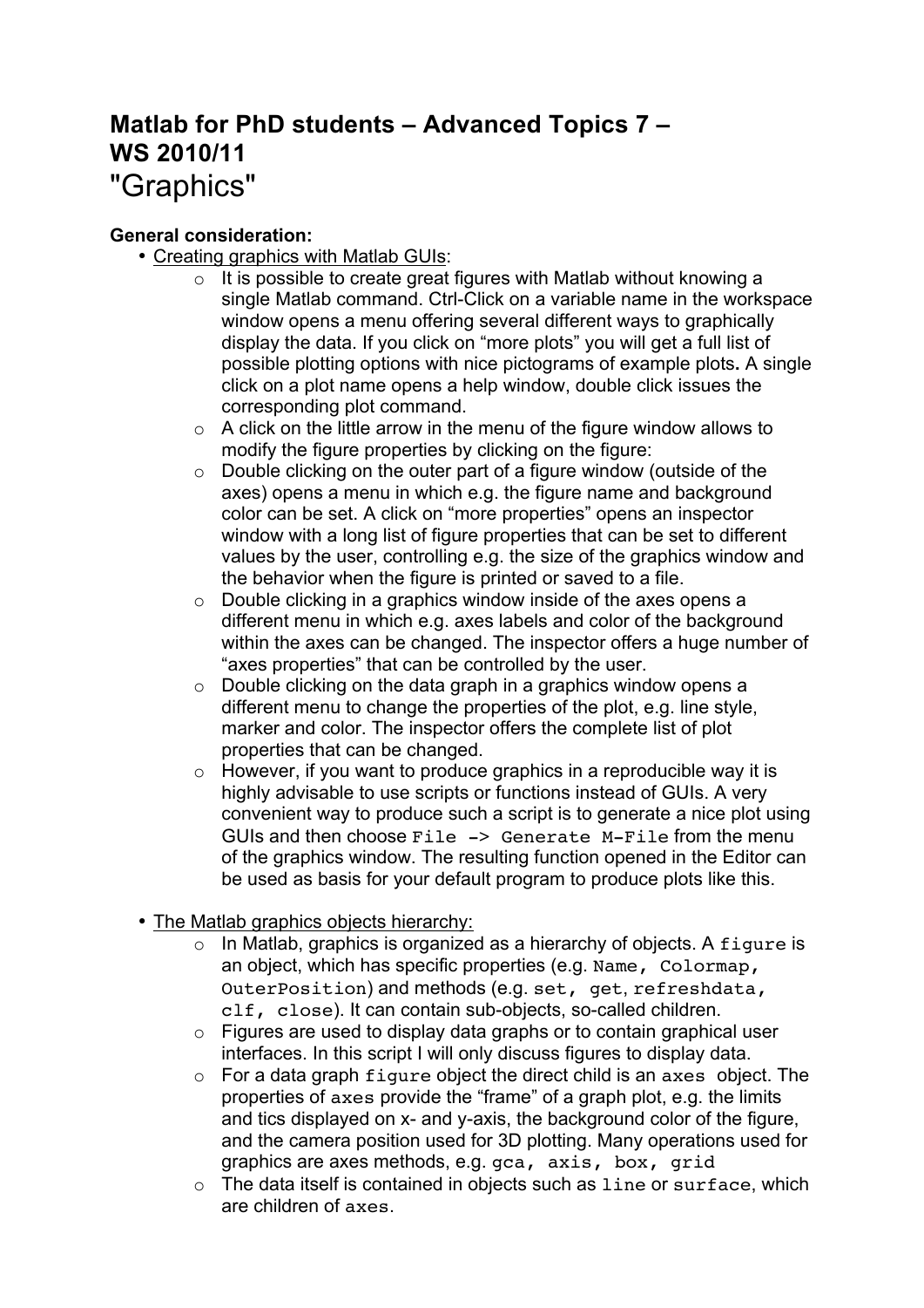# Matlab for PhD students – Advanced Topics 7 – WS 2010/11
"Graphics"

**General consideration:**

- Creating graphics with Matlab GUIs:
    - It is possible to create great figures with Matlab without knowing a single Matlab command. Ctrl-Click on a variable name in the workspace window opens a menu offering several different ways to graphically display the data. If you click on "more plots" you will get a full list of possible plotting options with nice pictograms of example plots**.** A single click on a plot name opens a help window, double click issues the corresponding plot command.
    - A click on the little arrow in the menu of the figure window allows to modify the figure properties by clicking on the figure:
    - Double clicking on the outer part of a figure window (outside of the axes) opens a menu in which e.g. the figure name and background color can be set. A click on "more properties" opens an inspector window with a long list of figure properties that can be set to different values by the user, controlling e.g. the size of the graphics window and the behavior when the figure is printed or saved to a file.
    - Double clicking in a graphics window inside of the axes opens a different menu in which e.g. axes labels and color of the background within the axes can be changed. The inspector offers a huge number of "axes properties" that can be controlled by the user.
    - Double clicking on the data graph in a graphics window opens a different menu to change the properties of the plot, e.g. line style, marker and color. The inspector offers the complete list of plot properties that can be changed.
    - However, if you want to produce graphics in a reproducible way it is highly advisable to use scripts or functions instead of GUIs. A very convenient way to produce such a script is to generate a nice plot using GUIs and then choose `File -> Generate M-File` from the menu of the graphics window. The resulting function opened in the Editor can be used as basis for your default program to produce plots like this.

- The Matlab graphics objects hierarchy:
    - In Matlab, graphics is organized as a hierarchy of objects. A `figure` is an object, which has specific properties (e.g. `Name, Colormap, OuterPosition`) and methods (e.g. `set, get`, `refreshdata, clf, close`). It can contain sub-objects, so-called children.
    - Figures are used to display data graphs or to contain graphical user interfaces. In this script I will only discuss figures to display data.
    - For a data graph `figure` object the direct child is an `axes` object. The properties of `axes` provide the "frame" of a graph plot, e.g. the limits and tics displayed on x- and y-axis, the background color of the figure, and the camera position used for 3D plotting. Many operations used for graphics are axes methods, e.g. `gca, axis, box, grid`
    - The data itself is contained in objects such as `line` or `surface`, which are children of `axes`.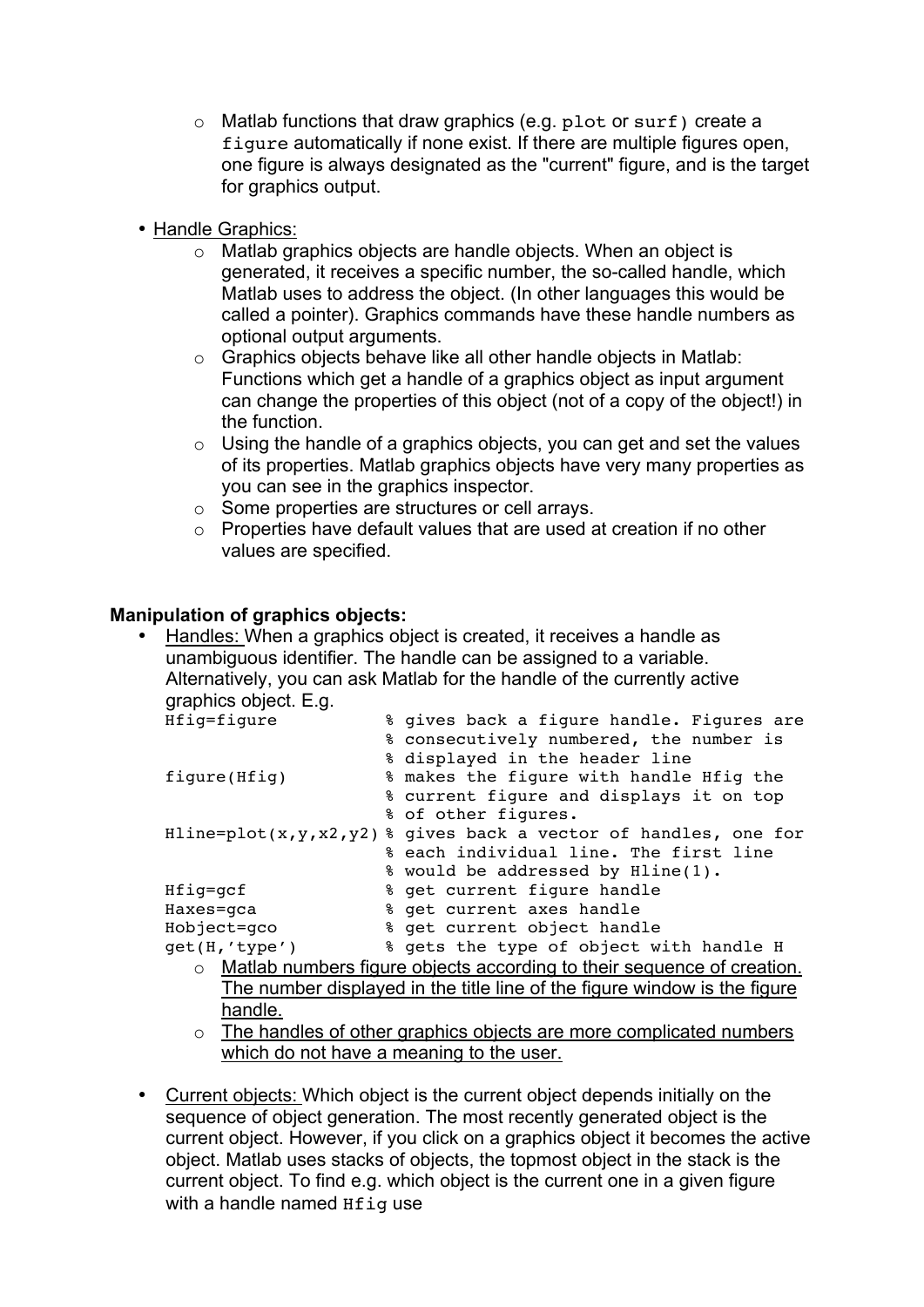- Matlab functions that draw graphics (e.g. `plot` or `surf`) create a `figure` automatically if none exist. If there are multiple figures open, one figure is always designated as the "current" figure, and is the target for graphics output.

- Handle Graphics:
    - Matlab graphics objects are handle objects. When an object is generated, it receives a specific number, the so-called handle, which Matlab uses to address the object. (In other languages this would be called a pointer). Graphics commands have these handle numbers as optional output arguments.
    - Graphics objects behave like all other handle objects in Matlab: Functions which get a handle of a graphics object as input argument can change the properties of this object (not of a copy of the object!) in the function.
    - Using the handle of a graphics objects, you can get and set the values of its properties. Matlab graphics objects have very many properties as you can see in the graphics inspector.
    - Some properties are structures or cell arrays.
    - Properties have default values that are used at creation if no other values are specified.

**Manipulation of graphics objects:**

- Handles: When a graphics object is created, it receives a handle as unambiguous identifier. The handle can be assigned to a variable. Alternatively, you can ask Matlab for the handle of the currently active graphics object. E.g.

```
Hfig=figure           % gives back a figure handle. Figures are
                      % consecutively numbered, the number is
                      % displayed in the header line
figure(Hfig)          % makes the figure with handle Hfig the
                      % current figure and displays it on top
                      % of other figures.
Hline=plot(x,y,x2,y2) % gives back a vector of handles, one for
                      % each individual line. The first line
                      % would be addressed by Hline(1).
Hfig=gcf              % get current figure handle
Haxes=gca             % get current axes handle
Hobject=gco           % get current object handle
get(H,'type')         % gets the type of object with handle H
```

- Matlab numbers figure objects according to their sequence of creation. The number displayed in the title line of the figure window is the figure handle.
- The handles of other graphics objects are more complicated numbers which do not have a meaning to the user.

- Current objects: Which object is the current object depends initially on the sequence of object generation. The most recently generated object is the current object. However, if you click on a graphics object it becomes the active object. Matlab uses stacks of objects, the topmost object in the stack is the current object. To find e.g. which object is the current one in a given figure with a handle named `Hfig` use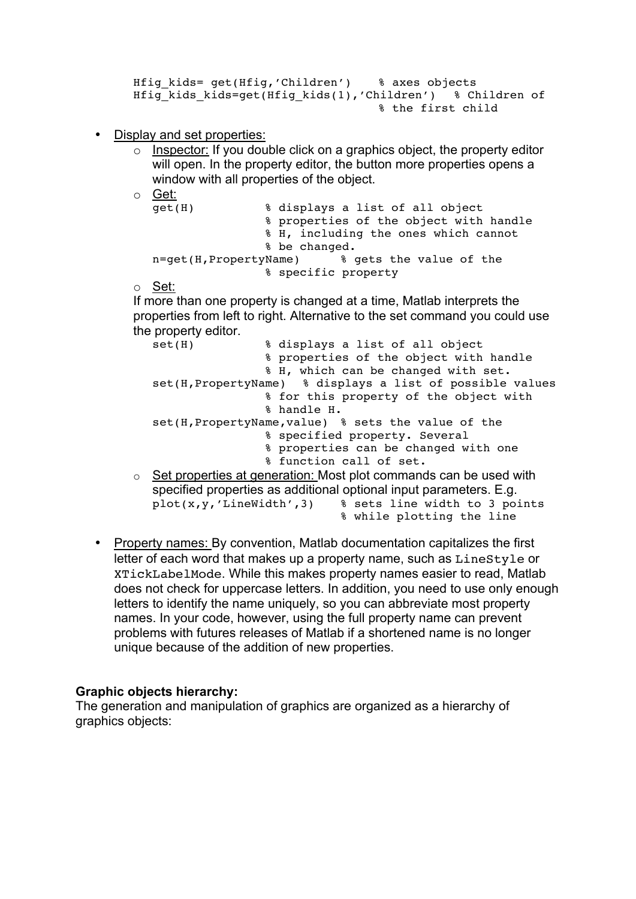```
Hfig_kids= get(Hfig,'Children')    % axes objects
Hfig_kids_kids=get(Hfig_kids(1),'Children')  % Children of
                                     % the first child
```

- <u>Display and set properties:</u>
  - <u>Inspector:</u> If you double click on a graphics object, the property editor will open. In the property editor, the button more properties opens a window with all properties of the object.
  - <u>Get:</u>

    ```
    get(H)          % displays a list of all object
                    % properties of the object with handle
                    % H, including the ones which cannot
                    % be changed.
    n=get(H,PropertyName)     % gets the value of the
                    % specific property
    ```

  - <u>Set:</u>

    If more than one property is changed at a time, Matlab interprets the properties from left to right. Alternative to the set command you could use the property editor.

    ```
    set(H)          % displays a list of all object
                    % properties of the object with handle
                    % H, which can be changed with set.
    set(H,PropertyName)  % displays a list of possible values
                    % for this property of the object with
                    % handle H.
    set(H,PropertyName,value)  % sets the value of the
                    % specified property. Several
                    % properties can be changed with one
                    % function call of set.
    ```

  - <u>Set properties at generation:</u> Most plot commands can be used with specified properties as additional optional input parameters. E.g.

    ```
    plot(x,y,'LineWidth',3)    % sets line width to 3 points
                               % while plotting the line
    ```

- <u>Property names:</u> By convention, Matlab documentation capitalizes the first letter of each word that makes up a property name, such as `LineStyle` or `XTickLabelMode`. While this makes property names easier to read, Matlab does not check for uppercase letters. In addition, you need to use only enough letters to identify the name uniquely, so you can abbreviate most property names. In your code, however, using the full property name can prevent problems with futures releases of Matlab if a shortened name is no longer unique because of the addition of new properties.

**Graphic objects hierarchy:**

The generation and manipulation of graphics are organized as a hierarchy of graphics objects: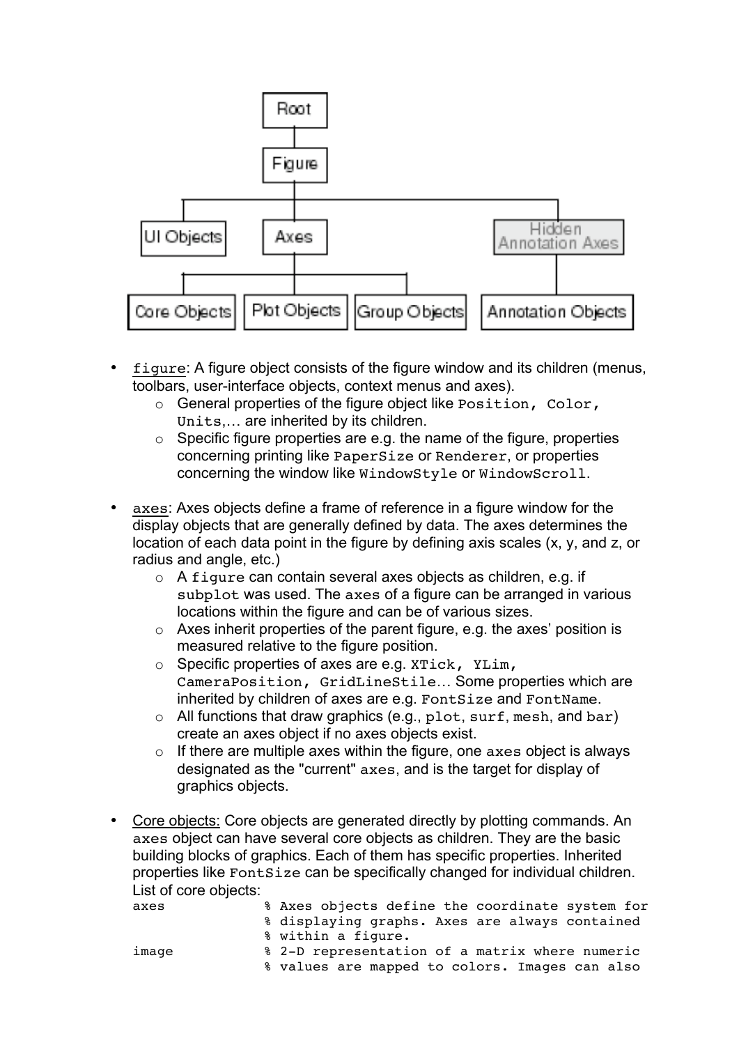- figure: A figure object consists of the figure window and its children (menus, toolbars, user-interface objects, context menus and axes).
  - General properties of the figure object like `Position, Color, Units`,… are inherited by its children.
  - Specific figure properties are e.g. the name of the figure, properties concerning printing like `PaperSize` or `Renderer`, or properties concerning the window like `WindowStyle` or `WindowScroll`.

- axes: Axes objects define a frame of reference in a figure window for the display objects that are generally defined by data. The axes determines the location of each data point in the figure by defining axis scales (x, y, and z, or radius and angle, etc.)
  - A `figure` can contain several axes objects as children, e.g. if `subplot` was used. The `axes` of a figure can be arranged in various locations within the figure and can be of various sizes.
  - Axes inherit properties of the parent figure, e.g. the axes' position is measured relative to the figure position.
  - Specific properties of axes are e.g. `XTick, YLim, CameraPosition, GridLineStile`… Some properties which are inherited by children of axes are e.g. `FontSize` and `FontName`.
  - All functions that draw graphics (e.g., `plot`, `surf`, `mesh`, and `bar`) create an axes object if no axes objects exist.
  - If there are multiple axes within the figure, one `axes` object is always designated as the "current" `axes`, and is the target for display of graphics objects.

- Core objects: Core objects are generated directly by plotting commands. An `axes` object can have several core objects as children. They are the basic building blocks of graphics. Each of them has specific properties. Inherited properties like `FontSize` can be specifically changed for individual children. List of core objects:

```
axes            % Axes objects define the coordinate system for
                % displaying graphs. Axes are always contained
                % within a figure.
image           % 2-D representation of a matrix where numeric
                % values are mapped to colors. Images can also
```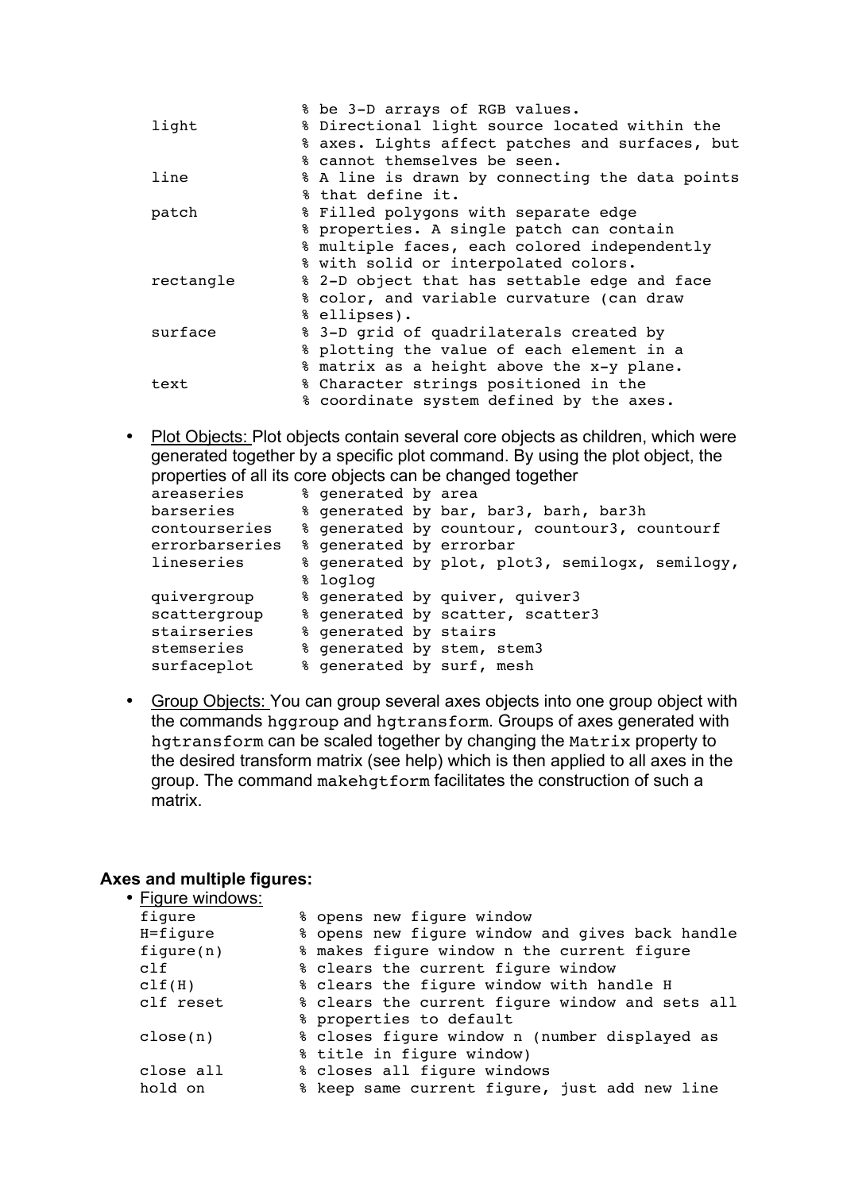```
                % be 3-D arrays of RGB values.
light           % Directional light source located within the
                % axes. Lights affect patches and surfaces, but
                % cannot themselves be seen.
line            % A line is drawn by connecting the data points
                % that define it.
patch           % Filled polygons with separate edge
                % properties. A single patch can contain
                % multiple faces, each colored independently
                % with solid or interpolated colors.
rectangle       % 2-D object that has settable edge and face
                % color, and variable curvature (can draw
                % ellipses).
surface         % 3-D grid of quadrilaterals created by
                % plotting the value of each element in a
                % matrix as a height above the x-y plane.
text            % Character strings positioned in the
                % coordinate system defined by the axes.
```

- Plot Objects: Plot objects contain several core objects as children, which were generated together by a specific plot command. By using the plot object, the properties of all its core objects can be changed together

```
areaseries      % generated by area
barseries       % generated by bar, bar3, barh, bar3h
contourseries   % generated by countour, countour3, countourf
errorbarseries  % generated by errorbar
lineseries      % generated by plot, plot3, semilogx, semilogy,
                % loglog
quivergroup     % generated by quiver, quiver3
scattergroup    % generated by scatter, scatter3
stairseries     % generated by stairs
stemseries      % generated by stem, stem3
surfaceplot     % generated by surf, mesh
```

- Group Objects: You can group several axes objects into one group object with the commands `hggroup` and `hgtransform`. Groups of axes generated with `hgtransform` can be scaled together by changing the `Matrix` property to the desired transform matrix (see help) which is then applied to all axes in the group. The command `makehgtform` facilitates the construction of such a matrix.

**Axes and multiple figures:**

- Figure windows:

```
figure          % opens new figure window
H=figure        % opens new figure window and gives back handle
figure(n)       % makes figure window n the current figure
clf             % clears the current figure window
clf(H)          % clears the figure window with handle H
clf reset       % clears the current figure window and sets all
                % properties to default
close(n)        % closes figure window n (number displayed as
                % title in figure window)
close all       % closes all figure windows
hold on         % keep same current figure, just add new line
```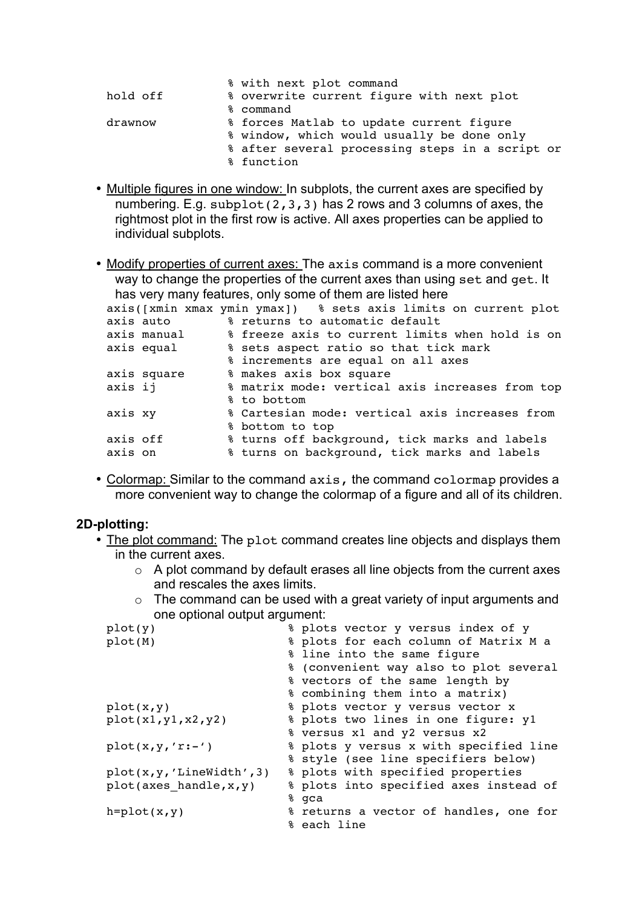```
                    % with next plot command
hold off            % overwrite current figure with next plot
                    % command
drawnow             % forces Matlab to update current figure
                    % window, which would usually be done only
                    % after several processing steps in a script or
                    % function
```

- Multiple figures in one window: In subplots, the current axes are specified by numbering. E.g. `subplot(2,3,3)` has 2 rows and 3 columns of axes, the rightmost plot in the first row is active. All axes properties can be applied to individual subplots.

- Modify properties of current axes: The `axis` command is a more convenient way to change the properties of the current axes than using `set` and `get`. It has very many features, only some of them are listed here

```
axis([xmin xmax ymin ymax])   % sets axis limits on current plot
axis auto        % returns to automatic default
axis manual      % freeze axis to current limits when hold is on
axis equal       % sets aspect ratio so that tick mark
                 % increments are equal on all axes
axis square      % makes axis box square
axis ij          % matrix mode: vertical axis increases from top
                 % to bottom
axis xy          % Cartesian mode: vertical axis increases from
                 % bottom to top
axis off         % turns off background, tick marks and labels
axis on          % turns on background, tick marks and labels
```

- Colormap: Similar to the command `axis`, the command `colormap` provides a more convenient way to change the colormap of a figure and all of its children.

**2D-plotting:**

- The plot command: The `plot` command creates line objects and displays them in the current axes.
  - A plot command by default erases all line objects from the current axes and rescales the axes limits.
  - The command can be used with a great variety of input arguments and one optional output argument:

```
plot(y)                  % plots vector y versus index of y
plot(M)                  % plots for each column of Matrix M a
                         % line into the same figure
                         % (convenient way also to plot several
                         % vectors of the same length by
                         % combining them into a matrix)
plot(x,y)                % plots vector y versus vector x
plot(x1,y1,x2,y2)        % plots two lines in one figure: y1
                         % versus x1 and y2 versus x2
plot(x,y,'r:-')          % plots y versus x with specified line
                         % style (see line specifiers below)
plot(x,y,'LineWidth',3)  % plots with specified properties
plot(axes_handle,x,y)    % plots into specified axes instead of
                         % gca
h=plot(x,y)              % returns a vector of handles, one for
                         % each line
```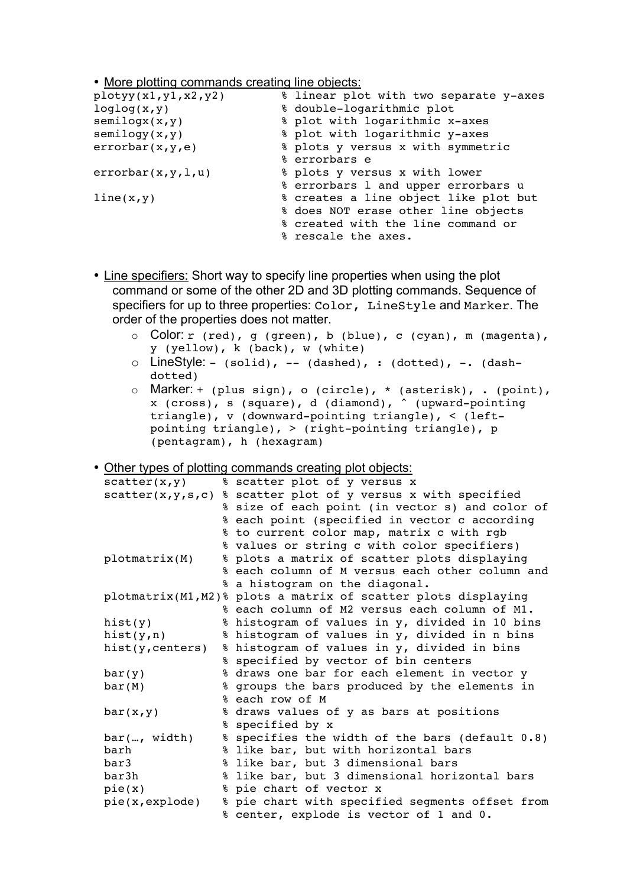- More plotting commands creating line objects:

```
plotyy(x1,y1,x2,y2)        % linear plot with two separate y-axes
loglog(x,y)                % double-logarithmic plot
semilogx(x,y)              % plot with logarithmic x-axes
semilogy(x,y)              % plot with logarithmic y-axes
errorbar(x,y,e)            % plots y versus x with symmetric
                           % errorbars e
errorbar(x,y,l,u)          % plots y versus x with lower
                           % errorbars l and upper errorbars u
line(x,y)                  % creates a line object like plot but
                           % does NOT erase other line objects
                           % created with the line command or
                           % rescale the axes.
```

- Line specifiers: Short way to specify line properties when using the plot command or some of the other 2D and 3D plotting commands. Sequence of specifiers for up to three properties: `Color`, `LineStyle` and `Marker`. The order of the properties does not matter.
    - Color: `r (red), g (green), b (blue), c (cyan), m (magenta), y (yellow), k (back), w (white)`
    - LineStyle: `- (solid), -- (dashed), : (dotted), -. (dash-dotted)`
    - Marker: `+ (plus sign), o (circle), * (asterisk), . (point), x (cross), s (square), d (diamond), ^ (upward-pointing triangle), v (downward-pointing triangle), < (left-pointing triangle), > (right-pointing triangle), p (pentagram), h (hexagram)`

- Other types of plotting commands creating plot objects:

```
scatter(x,y)      % scatter plot of y versus x
scatter(x,y,s,c)  % scatter plot of y versus x with specified
                  % size of each point (in vector s) and color of
                  % each point (specified in vector c according
                  % to current color map, matrix c with rgb
                  % values or string c with color specifiers)
plotmatrix(M)     % plots a matrix of scatter plots displaying
                  % each column of M versus each other column and
                  % a histogram on the diagonal.
plotmatrix(M1,M2)% plots a matrix of scatter plots displaying
                  % each column of M2 versus each column of M1.
hist(y)           % histogram of values in y, divided in 10 bins
hist(y,n)         % histogram of values in y, divided in n bins
hist(y,centers)   % histogram of values in y, divided in bins
                  % specified by vector of bin centers
bar(y)            % draws one bar for each element in vector y
bar(M)            % groups the bars produced by the elements in
                  % each row of M
bar(x,y)          % draws values of y as bars at positions
                  % specified by x
bar(…, width)     % specifies the width of the bars (default 0.8)
barh              % like bar, but with horizontal bars
bar3              % like bar, but 3 dimensional bars
bar3h             % like bar, but 3 dimensional horizontal bars
pie(x)            % pie chart of vector x
pie(x,explode)    % pie chart with specified segments offset from
                  % center, explode is vector of 1 and 0.
```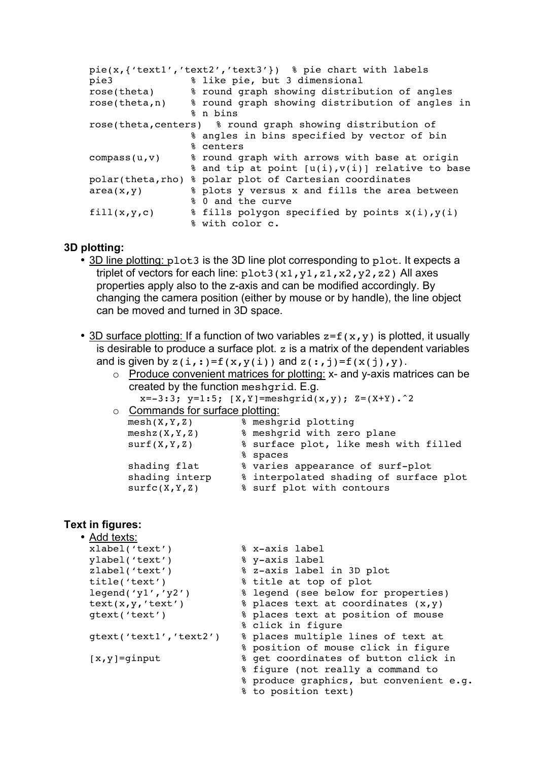```
pie(x,{'text1','text2','text3'})  % pie chart with labels
pie3             % like pie, but 3 dimensional
rose(theta)      % round graph showing distribution of angles
rose(theta,n)    % round graph showing distribution of angles in
                 % n bins
rose(theta,centers)  % round graph showing distribution of
                 % angles in bins specified by vector of bin
                 % centers
compass(u,v)     % round graph with arrows with base at origin
                 % and tip at point [u(i),v(i)] relative to base
polar(theta,rho) % polar plot of Cartesian coordinates
area(x,y)        % plots y versus x and fills the area between
                 % 0 and the curve
fill(x,y,c)      % fills polygon specified by points x(i),y(i)
                 % with color c.
```

### 3D plotting:

- 3D line plotting: `plot3` is the 3D line plot corresponding to `plot`. It expects a triplet of vectors for each line: `plot3(x1,y1,z1,x2,y2,z2)` All axes properties apply also to the z-axis and can be modified accordingly. By changing the camera position (either by mouse or by handle), the line object can be moved and turned in 3D space.

- 3D surface plotting: If a function of two variables `z=f(x,y)` is plotted, it usually is desirable to produce a surface plot. `z` is a matrix of the dependent variables and is given by `z(i,:)=f(x,y(i))` and `z(:,j)=f(x(j),y)`.
  - Produce convenient matrices for plotting: x- and y-axis matrices can be created by the function `meshgrid`. E.g.
    `x=-3:3; y=1:5; [X,Y]=meshgrid(x,y); Z=(X+Y).^2`
  - Commands for surface plotting:

```
mesh(X,Y,Z)        % meshgrid plotting
meshz(X,Y,Z)       % meshgrid with zero plane
surf(X,Y,Z)        % surface plot, like mesh with filled
                   % spaces
shading flat       % varies appearance of surf-plot
shading interp     % interpolated shading of surface plot
surfc(X,Y,Z)       % surf plot with contours
```

### Text in figures:

- Add texts:

```
xlabel('text')             % x-axis label
ylabel('text')             % y-axis label
zlabel('text')             % z-axis label in 3D plot
title('text')              % title at top of plot
legend('y1','y2')          % legend (see below for properties)
text(x,y,'text')           % places text at coordinates (x,y)
gtext('text')              % places text at position of mouse
                           % click in figure
gtext('text1','text2')     % places multiple lines of text at
                           % position of mouse click in figure
[x,y]=ginput               % get coordinates of button click in
                           % figure (not really a command to
                           % produce graphics, but convenient e.g.
                           % to position text)
```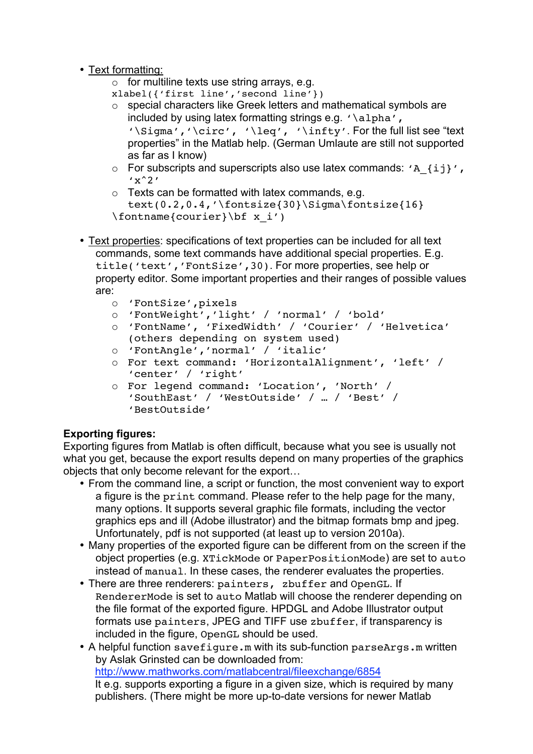- Text formatting:
  - for multiline texts use string arrays, e.g. `xlabel({'first line','second line'})`
  - special characters like Greek letters and mathematical symbols are included by using latex formatting strings e.g. `'\alpha'`, `'\Sigma'`, `'\circ'`, `'\leq'`, `'\infty'`. For the full list see "text properties" in the Matlab help. (German Umlaute are still not supported as far as I know)
  - For subscripts and superscripts also use latex commands: `'A_{ij}'`, `'x^2'`
  - Texts can be formatted with latex commands, e.g. `text(0.2,0.4,'\fontsize{30}\Sigma\fontsize{16} \fontname{courier}\bf x_i')`

- Text properties: specifications of text properties can be included for all text commands, some text commands have additional special properties. E.g. `title('text','FontSize',30)`. For more properties, see help or property editor. Some important properties and their ranges of possible values are:
  - `'FontSize',pixels`
  - `'FontWeight','light' / 'normal' / 'bold'`
  - `'FontName', 'FixedWidth' / 'Courier' / 'Helvetica'` (others depending on system used)
  - `'FontAngle','normal' / 'italic'`
  - For text command: `'HorizontalAlignment', 'left' / 'center' / 'right'`
  - For legend command: `'Location', 'North' / 'SouthEast' / 'WestOutside' / … / 'Best' / 'BestOutside'`

**Exporting figures:**

Exporting figures from Matlab is often difficult, because what you see is usually not what you get, because the export results depend on many properties of the graphics objects that only become relevant for the export…

- From the command line, a script or function, the most convenient way to export a figure is the `print` command. Please refer to the help page for the many, many options. It supports several graphic file formats, including the vector graphics eps and ill (Adobe illustrator) and the bitmap formats bmp and jpeg. Unfortunately, pdf is not supported (at least up to version 2010a).
- Many properties of the exported figure can be different from on the screen if the object properties (e.g. `XTickMode` or `PaperPositionMode`) are set to `auto` instead of `manual`. In these cases, the renderer evaluates the properties.
- There are three renderers: `painters`, `zbuffer` and `OpenGL`. If `RendererMode` is set to `auto` Matlab will choose the renderer depending on the file format of the exported figure. HPDGL and Adobe Illustrator output formats use `painters`, JPEG and TIFF use `zbuffer`, if transparency is included in the figure, `OpenGL` should be used.
- A helpful function `savefigure.m` with its sub-function `parseArgs.m` written by Aslak Grinsted can be downloaded from: http://www.mathworks.com/matlabcentral/fileexchange/6854
  It e.g. supports exporting a figure in a given size, which is required by many publishers. (There might be more up-to-date versions for newer Matlab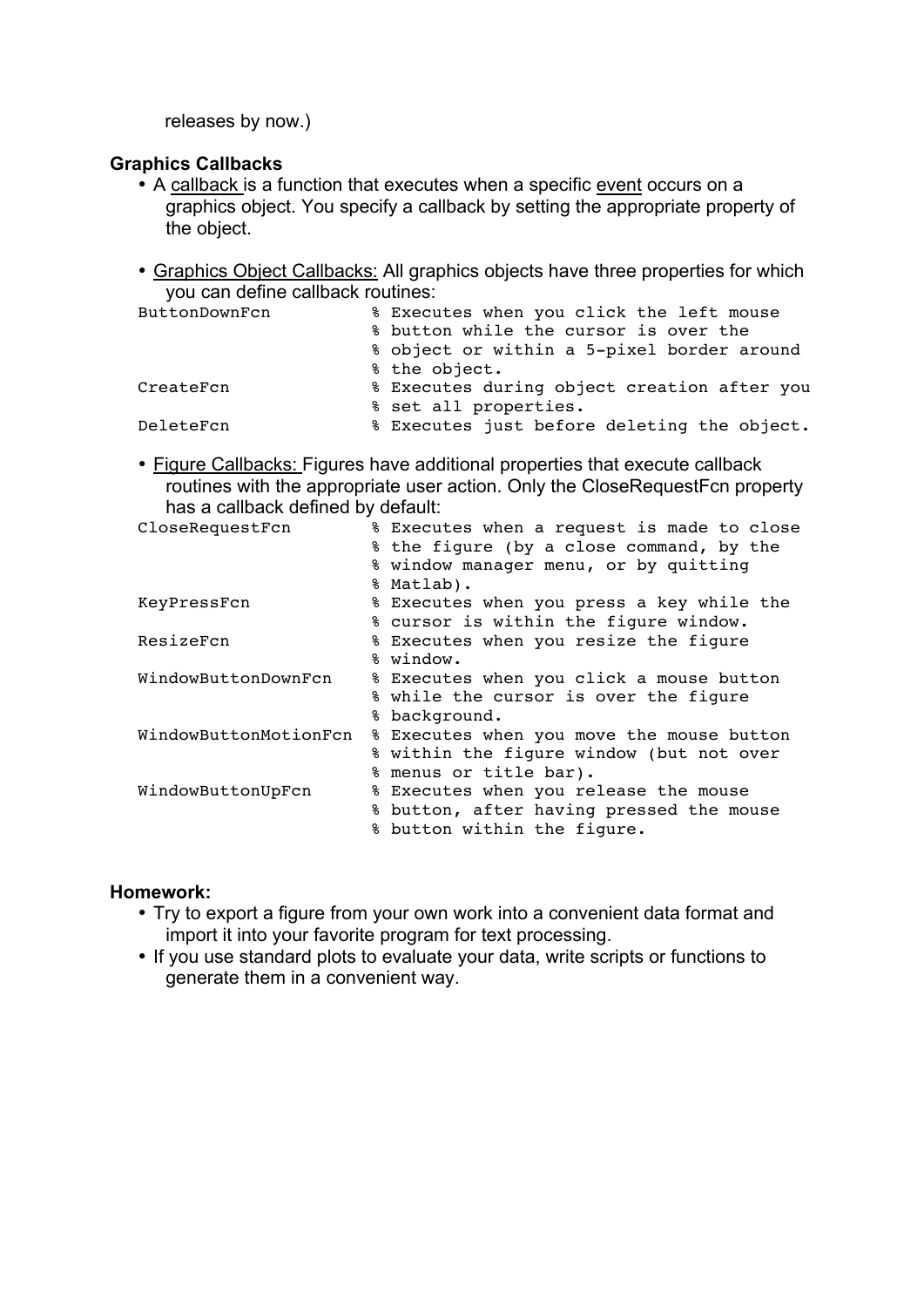releases by now.)

**Graphics Callbacks**

- A callback is a function that executes when a specific event occurs on a graphics object. You specify a callback by setting the appropriate property of the object.

- Graphics Object Callbacks: All graphics objects have three properties for which you can define callback routines:

```
ButtonDownFcn          % Executes when you click the left mouse
                       % button while the cursor is over the
                       % object or within a 5-pixel border around
                       % the object.
CreateFcn              % Executes during object creation after you
                       % set all properties.
DeleteFcn              % Executes just before deleting the object.
```

- Figure Callbacks: Figures have additional properties that execute callback routines with the appropriate user action. Only the CloseRequestFcn property has a callback defined by default:

```
CloseRequestFcn        % Executes when a request is made to close
                       % the figure (by a close command, by the
                       % window manager menu, or by quitting
                       % Matlab).
KeyPressFcn            % Executes when you press a key while the
                       % cursor is within the figure window.
ResizeFcn              % Executes when you resize the figure
                       % window.
WindowButtonDownFcn    % Executes when you click a mouse button
                       % while the cursor is over the figure
                       % background.
WindowButtonMotionFcn  % Executes when you move the mouse button
                       % within the figure window (but not over
                       % menus or title bar).
WindowButtonUpFcn      % Executes when you release the mouse
                       % button, after having pressed the mouse
                       % button within the figure.
```

**Homework:**

- Try to export a figure from your own work into a convenient data format and import it into your favorite program for text processing.
- If you use standard plots to evaluate your data, write scripts or functions to generate them in a convenient way.